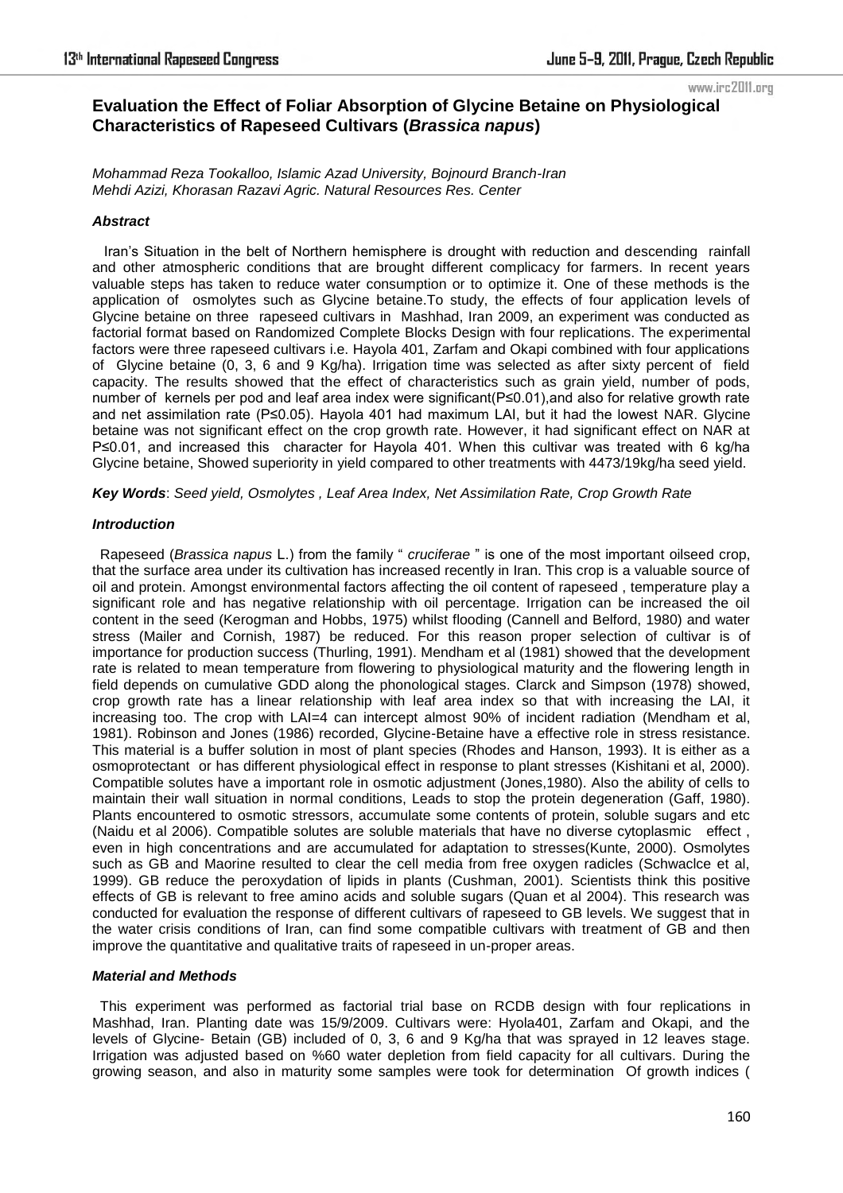# Evaluation the Effect of Foliar Absorption of Glycine Betaine on Physiological Characteristics of Rapeseed Cultivars (*Brassica napus*)

*Mohammad Reza Tookalloo, Islamic Azad University, Bojnourd Branch-Iran*
*Mehdi Azizi, Khorasan Razavi Agric. Natural Resources Res. Center*

### *Abstract*

Iran's Situation in the belt of Northern hemisphere is drought with reduction and descending rainfall and other atmospheric conditions that are brought different complicacy for farmers. In recent years valuable steps has taken to reduce water consumption or to optimize it. One of these methods is the application of osmolytes such as Glycine betaine.To study, the effects of four application levels of Glycine betaine on three rapeseed cultivars in Mashhad, Iran 2009, an experiment was conducted as factorial format based on Randomized Complete Blocks Design with four replications. The experimental factors were three rapeseed cultivars i.e. Hayola 401, Zarfam and Okapi combined with four applications of Glycine betaine (0, 3, 6 and 9 Kg/ha). Irrigation time was selected as after sixty percent of field capacity. The results showed that the effect of characteristics such as grain yield, number of pods, number of kernels per pod and leaf area index were significant($P≤0.01$),and also for relative growth rate and net assimilation rate ($P≤0.05$). Hayola 401 had maximum LAI, but it had the lowest NAR. Glycine betaine was not significant effect on the crop growth rate. However, it had significant effect on NAR at $P≤0.01$, and increased this character for Hayola 401. When this cultivar was treated with 6 kg/ha Glycine betaine, Showed superiority in yield compared to other treatments with 4473/19kg/ha seed yield.

***Key Words***: *Seed yield, Osmolytes , Leaf Area Index, Net Assimilation Rate, Crop Growth Rate*

### *Introduction*

Rapeseed (*Brassica napus* L.) from the family " *cruciferae* " is one of the most important oilseed crop, that the surface area under its cultivation has increased recently in Iran. This crop is a valuable source of oil and protein. Amongst environmental factors affecting the oil content of rapeseed , temperature play a significant role and has negative relationship with oil percentage. Irrigation can be increased the oil content in the seed (Kerogman and Hobbs, 1975) whilst flooding (Cannell and Belford, 1980) and water stress (Mailer and Cornish, 1987) be reduced. For this reason proper selection of cultivar is of importance for production success (Thurling, 1991). Mendham et al (1981) showed that the development rate is related to mean temperature from flowering to physiological maturity and the flowering length in field depends on cumulative GDD along the phonological stages. Clarck and Simpson (1978) showed, crop growth rate has a linear relationship with leaf area index so that with increasing the LAI, it increasing too. The crop with LAI=4 can intercept almost 90% of incident radiation (Mendham et al, 1981). Robinson and Jones (1986) recorded, Glycine-Betaine have a effective role in stress resistance. This material is a buffer solution in most of plant species (Rhodes and Hanson, 1993). It is either as a osmoprotectant or has different physiological effect in response to plant stresses (Kishitani et al, 2000). Compatible solutes have a important role in osmotic adjustment (Jones,1980). Also the ability of cells to maintain their wall situation in normal conditions, Leads to stop the protein degeneration (Gaff, 1980). Plants encountered to osmotic stressors, accumulate some contents of protein, soluble sugars and etc (Naidu et al 2006). Compatible solutes are soluble materials that have no diverse cytoplasmic effect , even in high concentrations and are accumulated for adaptation to stresses(Kunte, 2000). Osmolytes such as GB and Maorine resulted to clear the cell media from free oxygen radicles (Schwaclce et al, 1999). GB reduce the peroxydation of lipids in plants (Cushman, 2001). Scientists think this positive effects of GB is relevant to free amino acids and soluble sugars (Quan et al 2004). This research was conducted for evaluation the response of different cultivars of rapeseed to GB levels. We suggest that in the water crisis conditions of Iran, can find some compatible cultivars with treatment of GB and then improve the quantitative and qualitative traits of rapeseed in un-proper areas.

### *Material and Methods*

This experiment was performed as factorial trial base on RCDB design with four replications in Mashhad, Iran. Planting date was 15/9/2009. Cultivars were: Hyola401, Zarfam and Okapi, and the levels of Glycine- Betain (GB) included of 0, 3, 6 and 9 Kg/ha that was sprayed in 12 leaves stage. Irrigation was adjusted based on %60 water depletion from field capacity for all cultivars. During the growing season, and also in maturity some samples were took for determination Of growth indices (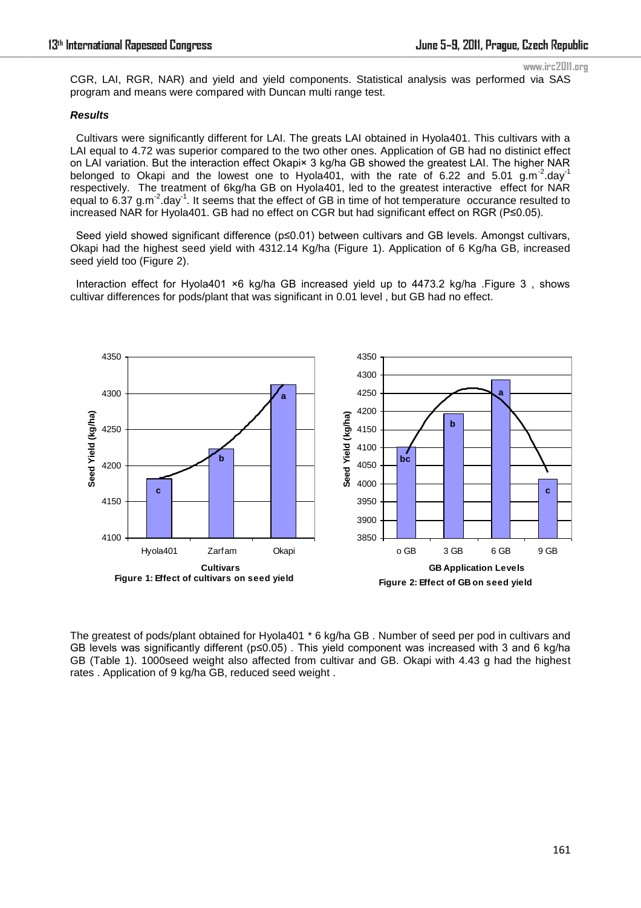CGR, LAI, RGR, NAR) and yield and yield components. Statistical analysis was performed via SAS program and means were compared with Duncan multi range test.

***Results***

Cultivars were significantly different for LAI. The greats LAI obtained in Hyola401. This cultivars with a LAI equal to 4.72 was superior compared to the two other ones. Application of GB had no distinict effect on LAI variation. But the interaction effect Okapi× 3 kg/ha GB showed the greatest LAI. The higher NAR belonged to Okapi and the lowest one to Hyola401, with the rate of 6.22 and 5.01 $g.m^{-2}.day^{-1}$ respectively. The treatment of 6kg/ha GB on Hyola401, led to the greatest interactive effect for NAR equal to 6.37 $g.m^{-2}.day^{-1}$. It seems that the effect of GB in time of hot temperature occurance resulted to increased NAR for Hyola401. GB had no effect on CGR but had significant effect on RGR ($P \leq 0.05$).

Seed yield showed significant difference ($p \leq 0.01$) between cultivars and GB levels. Amongst cultivars, Okapi had the highest seed yield with 4312.14 Kg/ha (Figure 1). Application of 6 Kg/ha GB, increased seed yield too (Figure 2).

Interaction effect for Hyola401 ×6 kg/ha GB increased yield up to 4473.2 kg/ha .Figure 3 , shows cultivar differences for pods/plant that was significant in 0.01 level , but GB had no effect.

**Figure 1: Effect of cultivars on seed yield**

**Figure 2: Effect of GB on seed yield**

The greatest of pods/plant obtained for Hyola401 * 6 kg/ha GB . Number of seed per pod in cultivars and GB levels was significantly different ($p \leq 0.05$) . This yield component was increased with 3 and 6 kg/ha GB (Table 1). 1000seed weight also affected from cultivar and GB. Okapi with 4.43 g had the highest rates . Application of 9 kg/ha GB, reduced seed weight .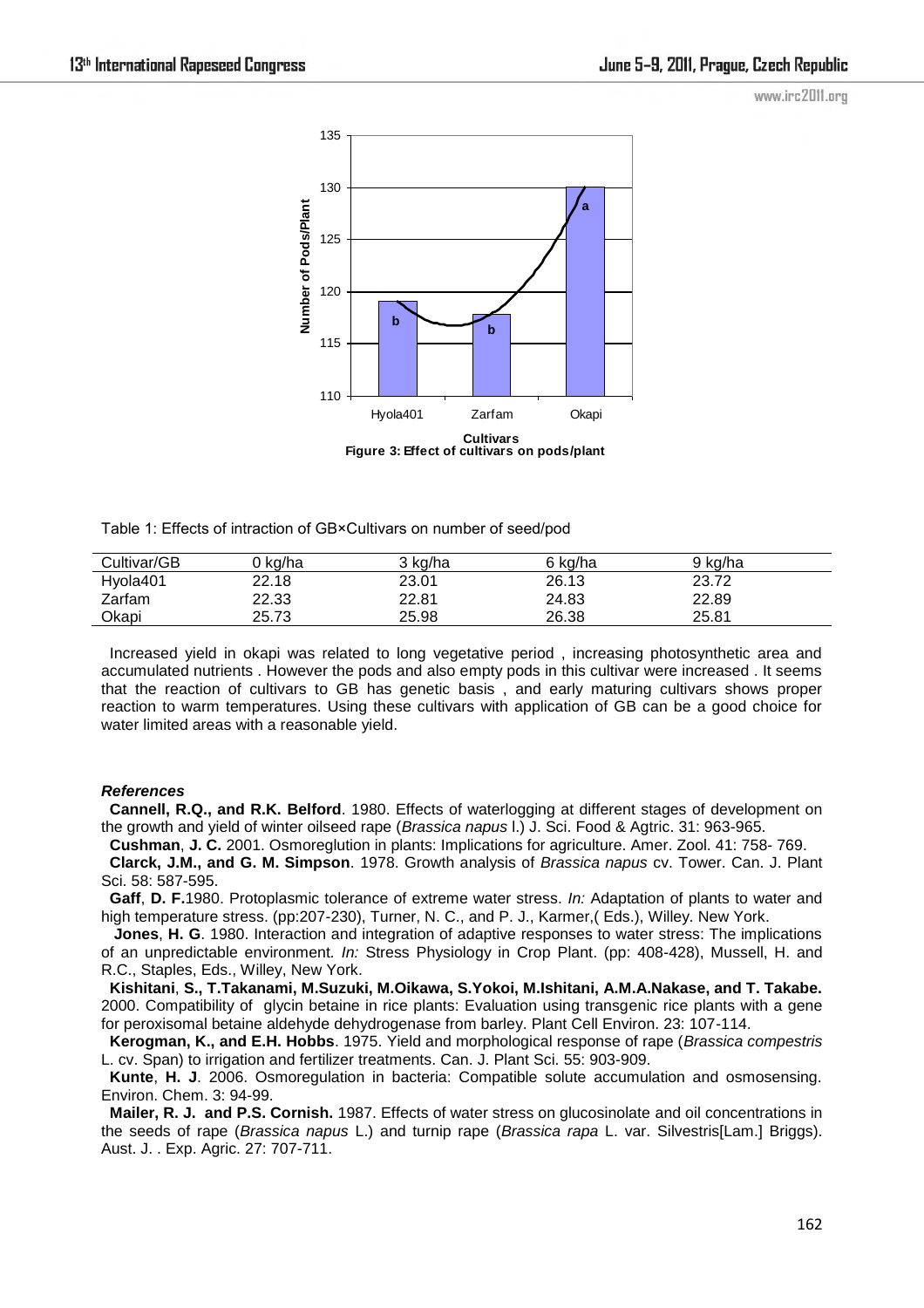Figure 3: Effect of cultivars on pods/plant

Table 1: Effects of intraction of GB×Cultivars on number of seed/pod

| Cultivar/GB | 0 kg/ha | 3 kg/ha | 6 kg/ha | 9 kg/ha |
|---|---|---|---|---|
| Hyola401 | 22.18 | 23.01 | 26.13 | 23.72 |
| Zarfam | 22.33 | 22.81 | 24.83 | 22.89 |
| Okapi | 25.73 | 25.98 | 26.38 | 25.81 |

Increased yield in okapi was related to long vegetative period , increasing photosynthetic area and accumulated nutrients . However the pods and also empty pods in this cultivar were increased . It seems that the reaction of cultivars to GB has genetic basis , and early maturing cultivars shows proper reaction to warm temperatures. Using these cultivars with application of GB can be a good choice for water limited areas with a reasonable yield.

### *References*

**Cannell, R.Q., and R.K. Belford**. 1980. Effects of waterlogging at different stages of development on the growth and yield of winter oilseed rape (*Brassica napus* l.) J. Sci. Food & Agtric. 31: 963-965.

**Cushman**, **J. C.** 2001. Osmoreglution in plants: Implications for agriculture. Amer. Zool. 41: 758- 769.

**Clarck, J.M., and G. M. Simpson**. 1978. Growth analysis of *Brassica napus* cv. Tower. Can. J. Plant Sci. 58: 587-595.

**Gaff**, **D. F.**1980. Protoplasmic tolerance of extreme water stress. *In:* Adaptation of plants to water and high temperature stress. (pp:207-230), Turner, N. C., and P. J., Karmer,( Eds.), Willey. New York.

**Jones**, **H. G**. 1980. Interaction and integration of adaptive responses to water stress: The implications of an unpredictable environment*. In:* Stress Physiology in Crop Plant. (pp: 408-428), Mussell, H. and R.C., Staples, Eds., Willey, New York.

**Kishitani**, **S., T.Takanami, M.Suzuki, M.Oikawa, S.Yokoi, M.Ishitani, A.M.A.Nakase, and T. Takabe.** 2000. Compatibility of glycin betaine in rice plants: Evaluation using transgenic rice plants with a gene for peroxisomal betaine aldehyde dehydrogenase from barley. Plant Cell Environ. 23: 107-114.

**Kerogman, K., and E.H. Hobbs**. 1975. Yield and morphological response of rape (*Brassica compestris* L. cv. Span) to irrigation and fertilizer treatments. Can. J. Plant Sci. 55: 903-909.

**Kunte**, **H. J**. 2006. Osmoregulation in bacteria: Compatible solute accumulation and osmosensing. Environ. Chem. 3: 94-99.

**Mailer, R. J. and P.S. Cornish.** 1987. Effects of water stress on glucosinolate and oil concentrations in the seeds of rape (*Brassica napus* L.) and turnip rape (*Brassica rapa* L. var. Silvestris[Lam.] Briggs). Aust. J. . Exp. Agric. 27: 707-711.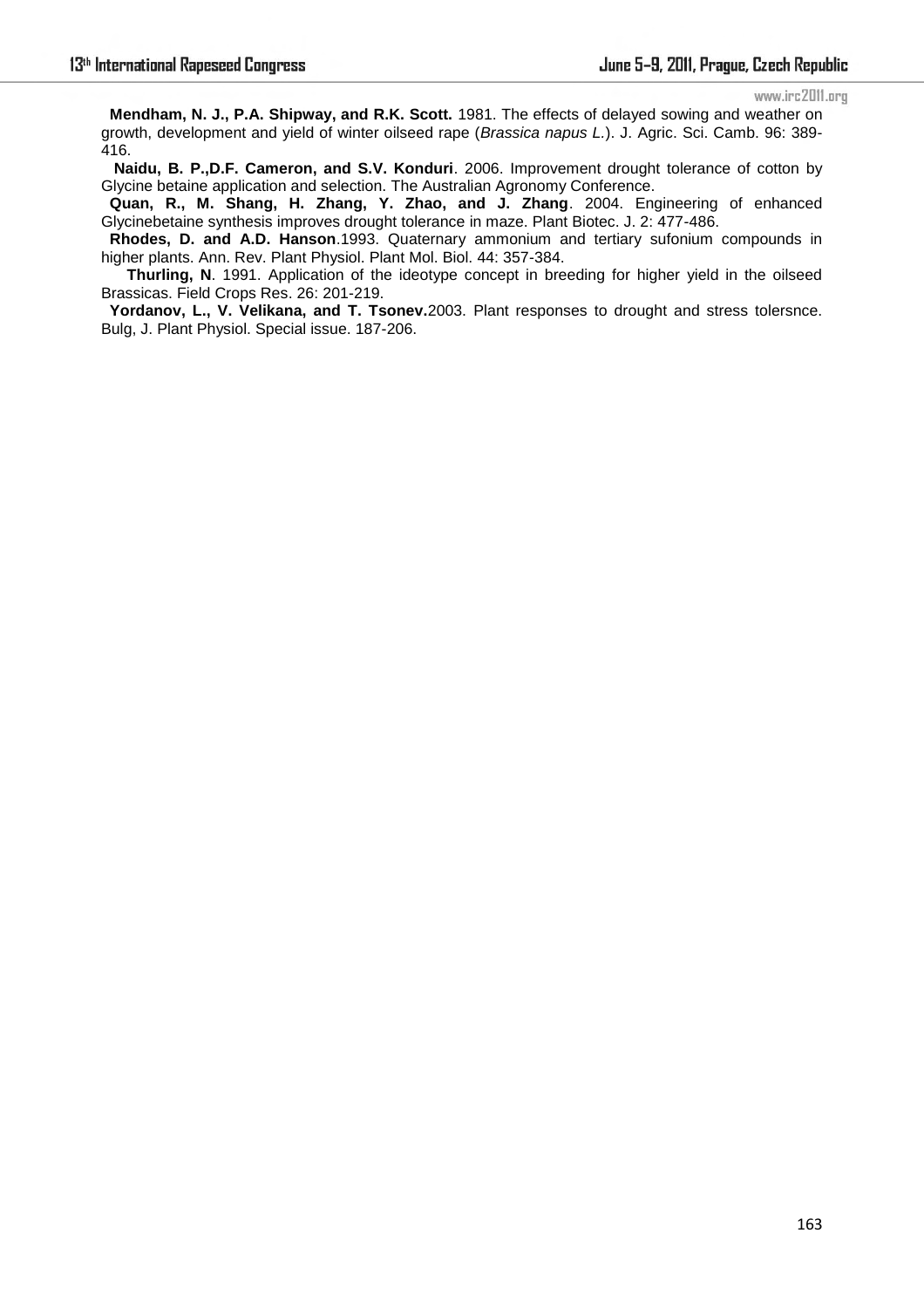**Mendham, N. J., P.A. Shipway, and R.K. Scott.** 1981. The effects of delayed sowing and weather on growth, development and yield of winter oilseed rape (*Brassica napus L.*). J. Agric. Sci. Camb. 96: 389-416.

**Naidu, B. P.,D.F. Cameron, and S.V. Konduri**. 2006. Improvement drought tolerance of cotton by Glycine betaine application and selection. The Australian Agronomy Conference.

**Quan, R., M. Shang, H. Zhang, Y. Zhao, and J. Zhang**. 2004. Engineering of enhanced Glycinebetaine synthesis improves drought tolerance in maze. Plant Biotec. J. 2: 477-486.

**Rhodes, D. and A.D. Hanson**.1993. Quaternary ammonium and tertiary sufonium compounds in higher plants. Ann. Rev. Plant Physiol. Plant Mol. Biol. 44: 357-384.

**Thurling, N**. 1991. Application of the ideotype concept in breeding for higher yield in the oilseed Brassicas. Field Crops Res. 26: 201-219.

**Yordanov, L., V. Velikana, and T. Tsonev.**2003. Plant responses to drought and stress tolersnce. Bulg, J. Plant Physiol. Special issue. 187-206.